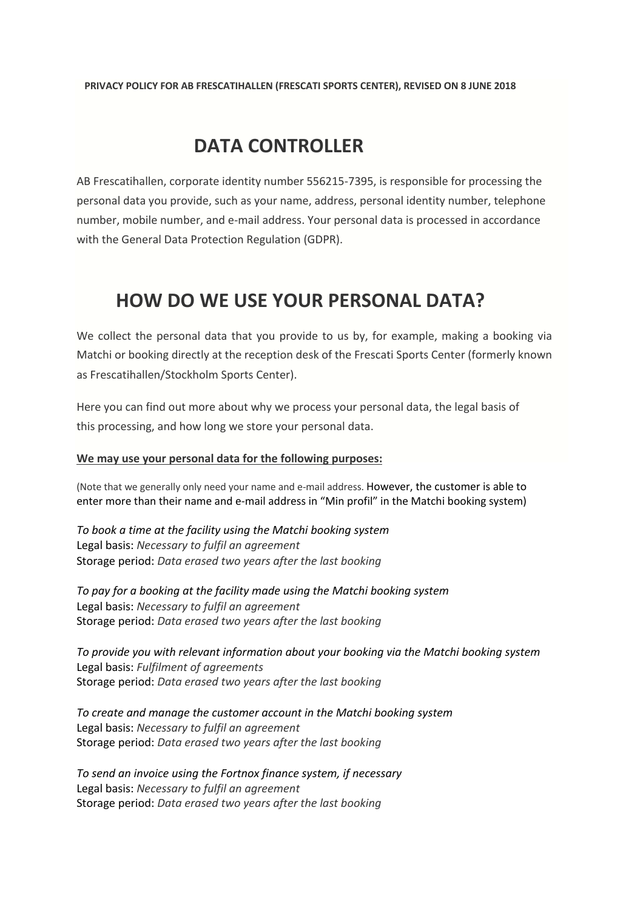**PRIVACY POLICY FOR AB FRESCATIHALLEN (FRESCATI SPORTS CENTER), REVISED ON 8 JUNE 2018**

# DATA CONTROLLER

AB Frescatihallen, corporate identity number 556215-7395, is responsible for processing the personal data you provide, such as your name, address, personal identity number, telephone number, mobile number, and e-mail address. Your personal data is processed in accordance with the General Data Protection Regulation (GDPR).

# HOW DO WE USE YOUR PERSONAL DATA?

We collect the personal data that you provide to us by, for example, making a booking via Matchi or booking directly at the reception desk of the Frescati Sports Center (formerly known as Frescatihallen/Stockholm Sports Center).

Here you can find out more about why we process your personal data, the legal basis of this processing, and how long we store your personal data.

**We may use your personal data for the following purposes:**

(Note that we generally only need your name and e-mail address. However, the customer is able to enter more than their name and e-mail address in "Min profil" in the Matchi booking system)

*To book a time at the facility using the Matchi booking system*
Legal basis: *Necessary to fulfil an agreement*
Storage period: *Data erased two years after the last booking*

*To pay for a booking at the facility made using the Matchi booking system*
Legal basis: *Necessary to fulfil an agreement*
Storage period: *Data erased two years after the last booking*

*To provide you with relevant information about your booking via the Matchi booking system*
Legal basis: *Fulfilment of agreements*
Storage period: *Data erased two years after the last booking*

*To create and manage the customer account in the Matchi booking system*
Legal basis: *Necessary to fulfil an agreement*
Storage period: *Data erased two years after the last booking*

*To send an invoice using the Fortnox finance system, if necessary*
Legal basis: *Necessary to fulfil an agreement*
Storage period: *Data erased two years after the last booking*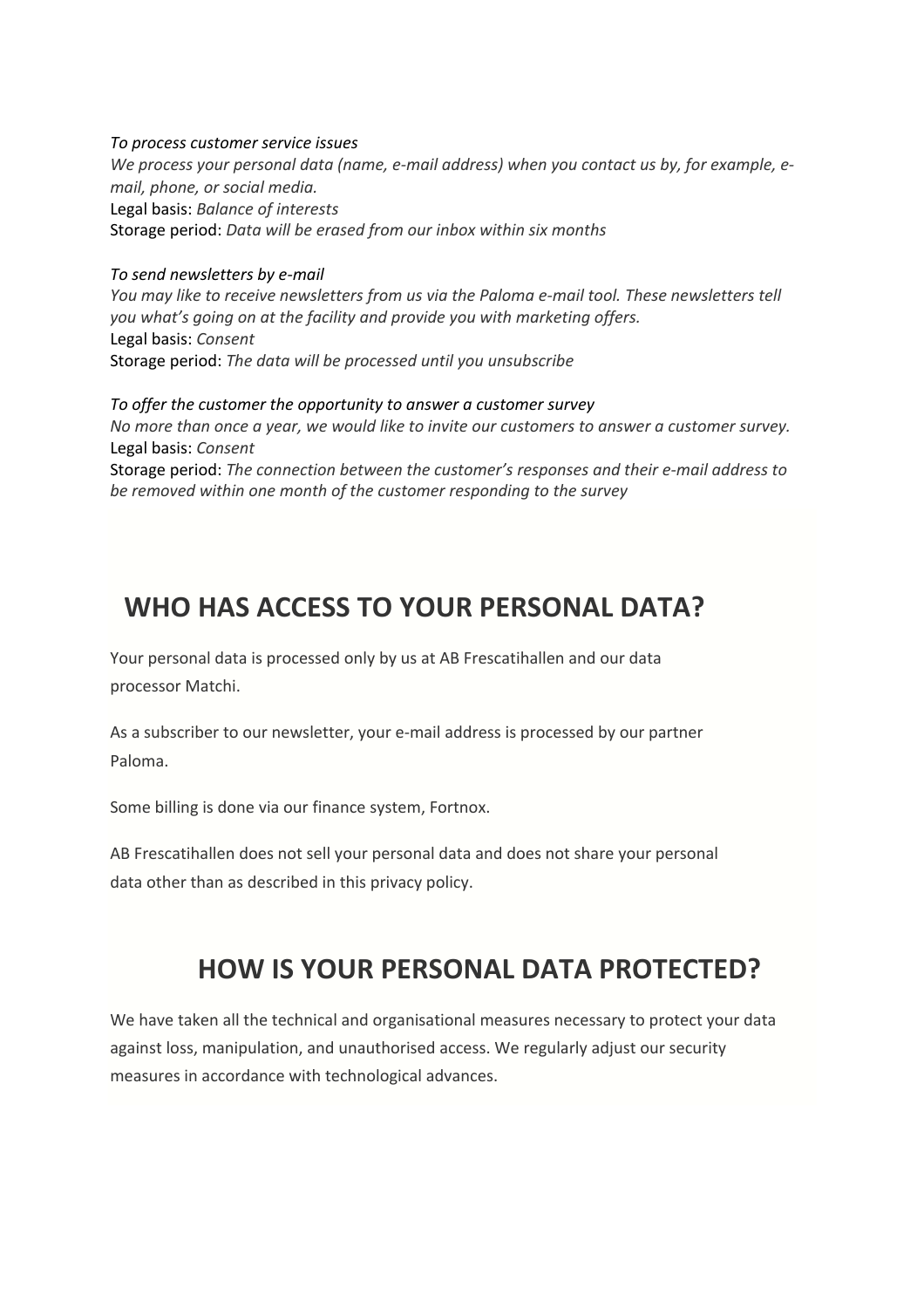*To process customer service issues*
*We process your personal data (name, e-mail address) when you contact us by, for example, e-mail, phone, or social media.*
Legal basis: *Balance of interests*
Storage period: *Data will be erased from our inbox within six months*

*To send newsletters by e-mail*
*You may like to receive newsletters from us via the Paloma e-mail tool. These newsletters tell you what's going on at the facility and provide you with marketing offers.*
Legal basis: *Consent*
Storage period: *The data will be processed until you unsubscribe*

*To offer the customer the opportunity to answer a customer survey*
*No more than once a year, we would like to invite our customers to answer a customer survey.*
Legal basis: *Consent*
Storage period: *The connection between the customer's responses and their e-mail address to be removed within one month of the customer responding to the survey*

## WHO HAS ACCESS TO YOUR PERSONAL DATA?

Your personal data is processed only by us at AB Frescatihallen and our data processor Matchi.

As a subscriber to our newsletter, your e-mail address is processed by our partner Paloma.

Some billing is done via our finance system, Fortnox.

AB Frescatihallen does not sell your personal data and does not share your personal data other than as described in this privacy policy.

## HOW IS YOUR PERSONAL DATA PROTECTED?

We have taken all the technical and organisational measures necessary to protect your data against loss, manipulation, and unauthorised access. We regularly adjust our security measures in accordance with technological advances.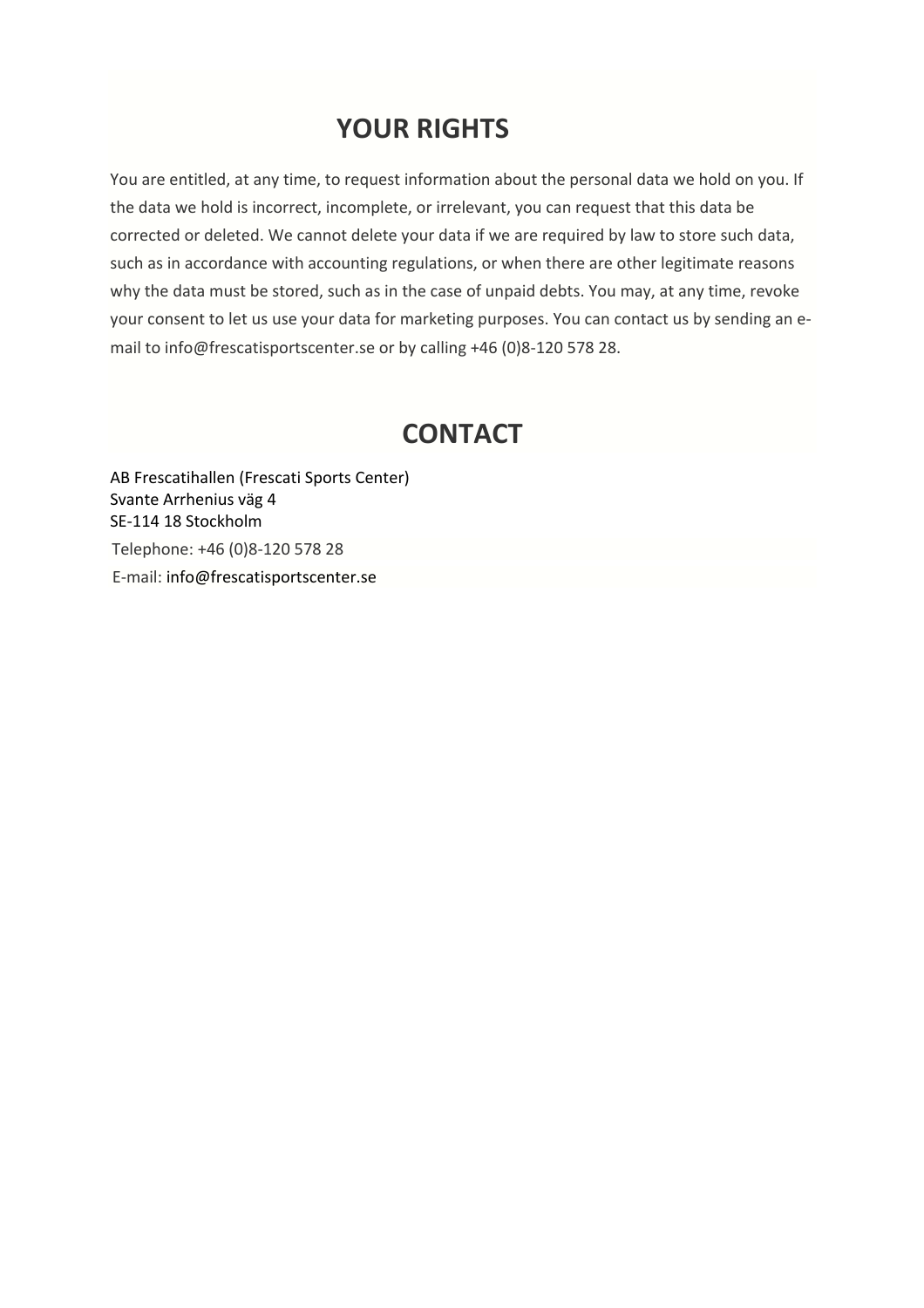## YOUR RIGHTS

You are entitled, at any time, to request information about the personal data we hold on you. If the data we hold is incorrect, incomplete, or irrelevant, you can request that this data be corrected or deleted. We cannot delete your data if we are required by law to store such data, such as in accordance with accounting regulations, or when there are other legitimate reasons why the data must be stored, such as in the case of unpaid debts. You may, at any time, revoke your consent to let us use your data for marketing purposes. You can contact us by sending an e-mail to info@frescatisportscenter.se or by calling +46 (0)8-120 578 28.

## CONTACT

AB Frescatihallen (Frescati Sports Center)
Svante Arrhenius väg 4
SE-114 18 Stockholm

Telephone: +46 (0)8-120 578 28

E-mail: info@frescatisportscenter.se